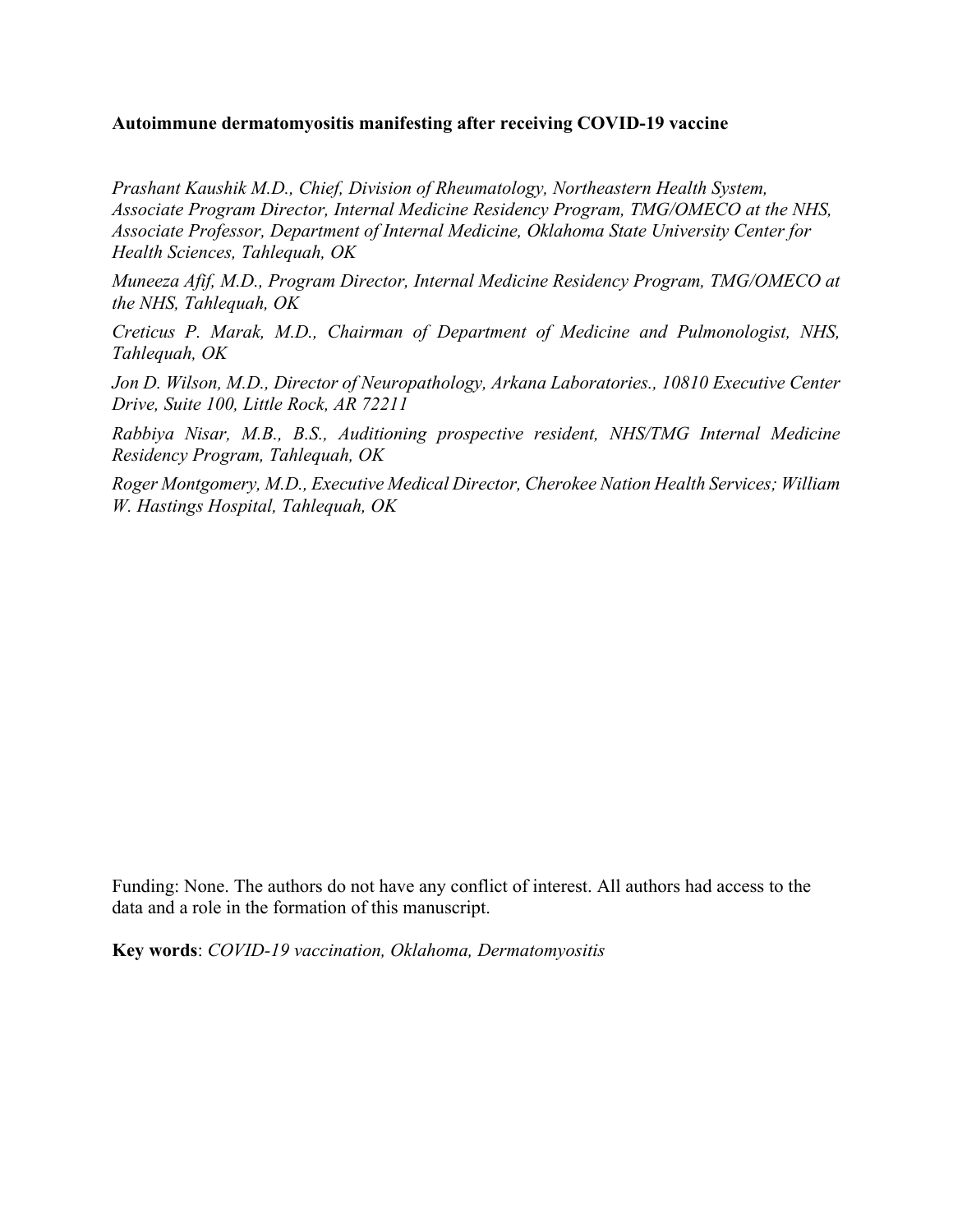**Autoimmune dermatomyositis manifesting after receiving COVID-19 vaccine**

*Prashant Kaushik M.D., Chief, Division of Rheumatology, Northeastern Health System, Associate Program Director, Internal Medicine Residency Program, TMG/OMECO at the NHS, Associate Professor, Department of Internal Medicine, Oklahoma State University Center for Health Sciences, Tahlequah, OK*

*Muneeza Afif, M.D., Program Director, Internal Medicine Residency Program, TMG/OMECO at the NHS, Tahlequah, OK*

*Creticus P. Marak, M.D., Chairman of Department of Medicine and Pulmonologist, NHS, Tahlequah, OK*

*Jon D. Wilson, M.D., Director of Neuropathology, Arkana Laboratories., 10810 Executive Center Drive, Suite 100, Little Rock, AR 72211*

*Rabbiya Nisar, M.B., B.S., Auditioning prospective resident, NHS/TMG Internal Medicine Residency Program, Tahlequah, OK*

*Roger Montgomery, M.D., Executive Medical Director, Cherokee Nation Health Services; William W. Hastings Hospital, Tahlequah, OK*

Funding: None. The authors do not have any conflict of interest. All authors had access to the data and a role in the formation of this manuscript.

**Key words**: *COVID-19 vaccination, Oklahoma, Dermatomyositis*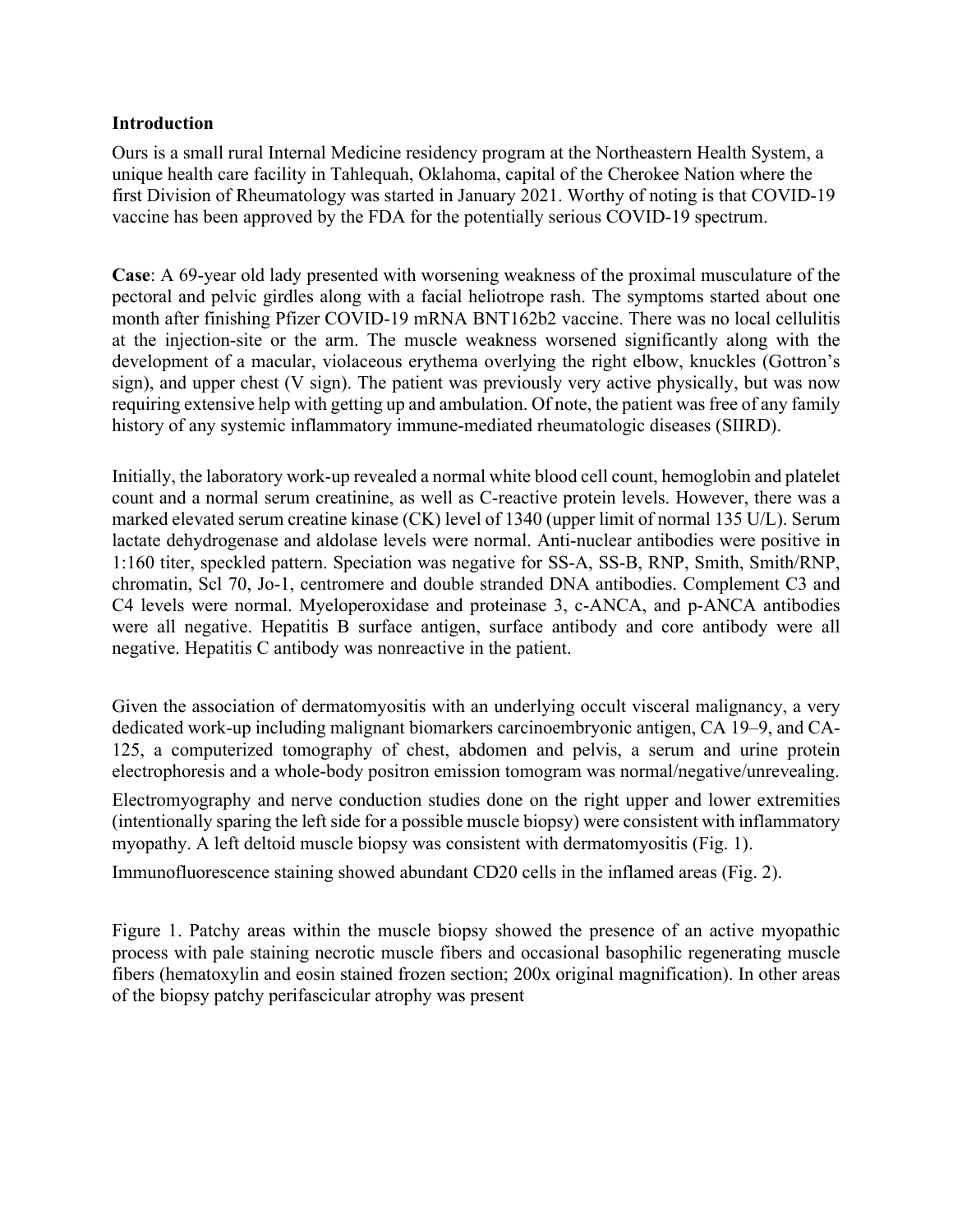**Introduction**

Ours is a small rural Internal Medicine residency program at the Northeastern Health System, a unique health care facility in Tahlequah, Oklahoma, capital of the Cherokee Nation where the first Division of Rheumatology was started in January 2021. Worthy of noting is that COVID-19 vaccine has been approved by the FDA for the potentially serious COVID-19 spectrum.

**Case**: A 69-year old lady presented with worsening weakness of the proximal musculature of the pectoral and pelvic girdles along with a facial heliotrope rash. The symptoms started about one month after finishing Pfizer COVID-19 mRNA BNT162b2 vaccine. There was no local cellulitis at the injection-site or the arm. The muscle weakness worsened significantly along with the development of a macular, violaceous erythema overlying the right elbow, knuckles (Gottron's sign), and upper chest (V sign). The patient was previously very active physically, but was now requiring extensive help with getting up and ambulation. Of note, the patient was free of any family history of any systemic inflammatory immune-mediated rheumatologic diseases (SIIRD).

Initially, the laboratory work-up revealed a normal white blood cell count, hemoglobin and platelet count and a normal serum creatinine, as well as C-reactive protein levels. However, there was a marked elevated serum creatine kinase (CK) level of 1340 (upper limit of normal 135 U/L). Serum lactate dehydrogenase and aldolase levels were normal. Anti-nuclear antibodies were positive in 1:160 titer, speckled pattern. Speciation was negative for SS-A, SS-B, RNP, Smith, Smith/RNP, chromatin, Scl 70, Jo-1, centromere and double stranded DNA antibodies. Complement C3 and C4 levels were normal. Myeloperoxidase and proteinase 3, c-ANCA, and p-ANCA antibodies were all negative. Hepatitis B surface antigen, surface antibody and core antibody were all negative. Hepatitis C antibody was nonreactive in the patient.

Given the association of dermatomyositis with an underlying occult visceral malignancy, a very dedicated work-up including malignant biomarkers carcinoembryonic antigen, CA 19–9, and CA-125, a computerized tomography of chest, abdomen and pelvis, a serum and urine protein electrophoresis and a whole-body positron emission tomogram was normal/negative/unrevealing.

Electromyography and nerve conduction studies done on the right upper and lower extremities (intentionally sparing the left side for a possible muscle biopsy) were consistent with inflammatory myopathy. A left deltoid muscle biopsy was consistent with dermatomyositis (Fig. 1).

Immunofluorescence staining showed abundant CD20 cells in the inflamed areas (Fig. 2).

Figure 1. Patchy areas within the muscle biopsy showed the presence of an active myopathic process with pale staining necrotic muscle fibers and occasional basophilic regenerating muscle fibers (hematoxylin and eosin stained frozen section; 200x original magnification). In other areas of the biopsy patchy perifascicular atrophy was present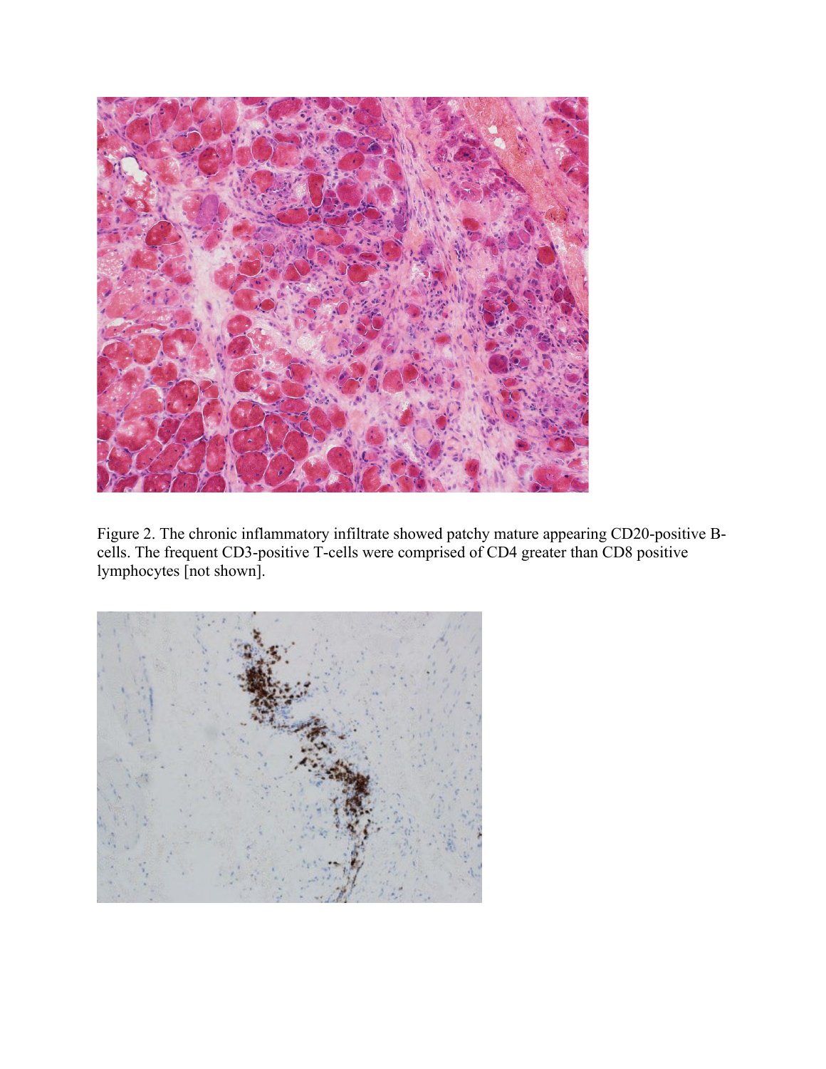Figure 2. The chronic inflammatory infiltrate showed patchy mature appearing CD20-positive B-cells. The frequent CD3-positive T-cells were comprised of CD4 greater than CD8 positive lymphocytes [not shown].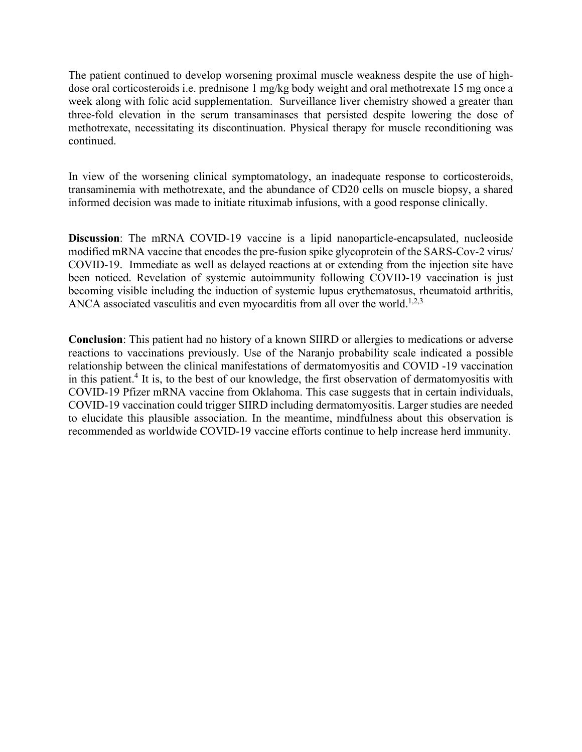The patient continued to develop worsening proximal muscle weakness despite the use of high-dose oral corticosteroids i.e. prednisone 1 mg/kg body weight and oral methotrexate 15 mg once a week along with folic acid supplementation. Surveillance liver chemistry showed a greater than three-fold elevation in the serum transaminases that persisted despite lowering the dose of methotrexate, necessitating its discontinuation. Physical therapy for muscle reconditioning was continued.

In view of the worsening clinical symptomatology, an inadequate response to corticosteroids, transaminemia with methotrexate, and the abundance of CD20 cells on muscle biopsy, a shared informed decision was made to initiate rituximab infusions, with a good response clinically.

**Discussion**: The mRNA COVID-19 vaccine is a lipid nanoparticle-encapsulated, nucleoside modified mRNA vaccine that encodes the pre-fusion spike glycoprotein of the SARS-Cov-2 virus/ COVID-19. Immediate as well as delayed reactions at or extending from the injection site have been noticed. Revelation of systemic autoimmunity following COVID-19 vaccination is just becoming visible including the induction of systemic lupus erythematosus, rheumatoid arthritis, ANCA associated vasculitis and even myocarditis from all over the world.[1,2,3]

**Conclusion**: This patient had no history of a known SIIRD or allergies to medications or adverse reactions to vaccinations previously. Use of the Naranjo probability scale indicated a possible relationship between the clinical manifestations of dermatomyositis and COVID -19 vaccination in this patient.[4] It is, to the best of our knowledge, the first observation of dermatomyositis with COVID-19 Pfizer mRNA vaccine from Oklahoma. This case suggests that in certain individuals, COVID-19 vaccination could trigger SIIRD including dermatomyositis. Larger studies are needed to elucidate this plausible association. In the meantime, mindfulness about this observation is recommended as worldwide COVID-19 vaccine efforts continue to help increase herd immunity.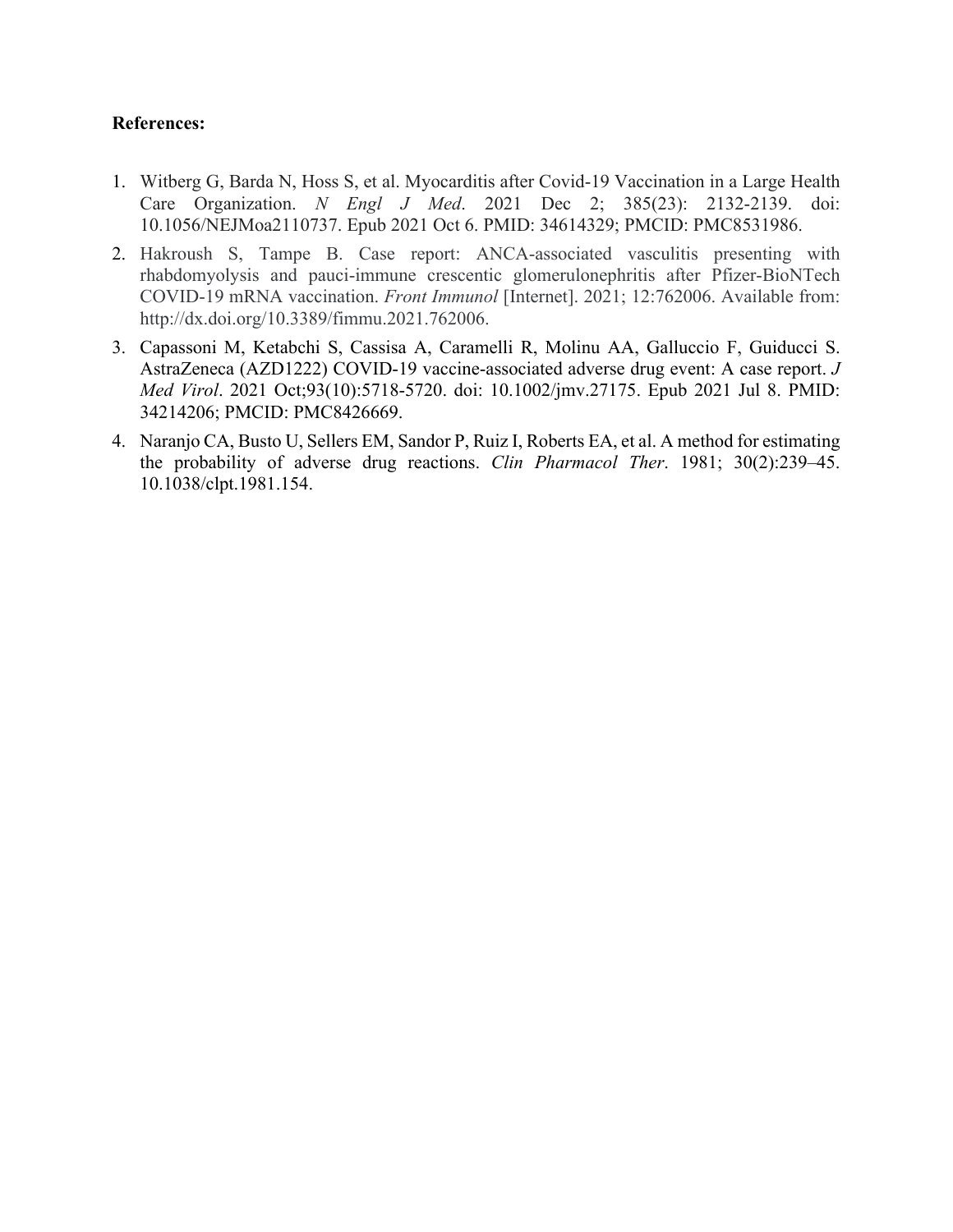**References:**

1. Witberg G, Barda N, Hoss S, et al. Myocarditis after Covid-19 Vaccination in a Large Health Care Organization. *N Engl J Med*. 2021 Dec 2; 385(23): 2132-2139. doi: 10.1056/NEJMoa2110737. Epub 2021 Oct 6. PMID: 34614329; PMCID: PMC8531986.
2. Hakroush S, Tampe B. Case report: ANCA-associated vasculitis presenting with rhabdomyolysis and pauci-immune crescentic glomerulonephritis after Pfizer-BioNTech COVID-19 mRNA vaccination. *Front Immunol* [Internet]. 2021; 12:762006. Available from: http://dx.doi.org/10.3389/fimmu.2021.762006.
3. Capassoni M, Ketabchi S, Cassisa A, Caramelli R, Molinu AA, Galluccio F, Guiducci S. AstraZeneca (AZD1222) COVID-19 vaccine-associated adverse drug event: A case report. *J Med Virol*. 2021 Oct;93(10):5718-5720. doi: 10.1002/jmv.27175. Epub 2021 Jul 8. PMID: 34214206; PMCID: PMC8426669.
4. Naranjo CA, Busto U, Sellers EM, Sandor P, Ruiz I, Roberts EA, et al. A method for estimating the probability of adverse drug reactions. *Clin Pharmacol Ther*. 1981; 30(2):239–45. 10.1038/clpt.1981.154.